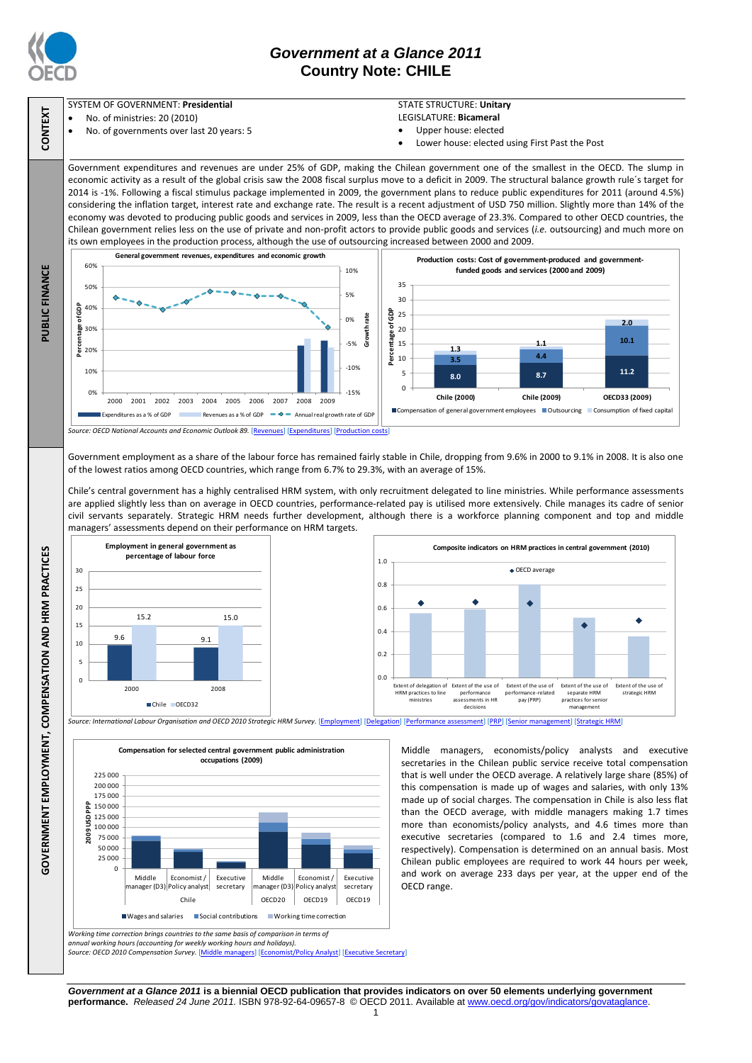# Government at a Glance 2011

## Country Note: CHILE

### CONTEXT

SYSTEM OF GOVERNMENT: **Presidential**

- No. of ministries: 20 (2010)
- No. of governments over last 20 years: 5

STATE STRUCTURE: **Unitary**

LEGISLATURE: **Bicameral**

- Upper house: elected
- Lower house: elected using First Past the Post

### PUBLIC FINANCE

Government expenditures and revenues are under 25% of GDP, making the Chilean government one of the smallest in the OECD. The slump in economic activity as a result of the global crisis saw the 2008 fiscal surplus move to a deficit in 2009. The structural balance growth rule´s target for 2014 is -1%. Following a fiscal stimulus package implemented in 2009, the government plans to reduce public expenditures for 2011 (around 4.5%) considering the inflation target, interest rate and exchange rate. The result is a recent adjustment of USD 750 million. Slightly more than 14% of the economy was devoted to producing public goods and services in 2009, less than the OECD average of 23.3%. Compared to other OECD countries, the Chilean government relies less on the use of private and non-profit actors to provide public goods and services (*i.e.* outsourcing) and much more on its own employees in the production process, although the use of outsourcing increased between 2000 and 2009.

**General government revenues, expenditures and economic growth**

**Production costs: Cost of government-produced and government-funded goods and services (2000 and 2009)**

| Percentage of GDP | Compensation of general government employees | Outsourcing | Consumption of fixed capital |
|---|---|---|---|
| Chile (2000) | 8.0 | 3.5 | 1.3 |
| Chile (2009) | 8.7 | 4.4 | 1.1 |
| OECD33 (2009) | 11.2 | 10.1 | 2.0 |

*Source: OECD National Accounts and Economic Outlook 89.* [Revenues] [Expenditures] [Production costs]

### GOVERNMENT EMPLOYMENT, COMPENSATION AND HRM PRACTICES

Government employment as a share of the labour force has remained fairly stable in Chile, dropping from 9.6% in 2000 to 9.1% in 2008. It is also one of the lowest ratios among OECD countries, which range from 6.7% to 29.3%, with an average of 15%.

Chile's central government has a highly centralised HRM system, with only recruitment delegated to line ministries. While performance assessments are applied slightly less than on average in OECD countries, performance-related pay is utilised more extensively. Chile manages its cadre of senior civil servants separately. Strategic HRM needs further development, although there is a workforce planning component and top and middle managers' assessments depend on their performance on HRM targets.

**Employment in general government as percentage of labour force**

| | Chile | OECD32 |
|---|---|---|
| 2000 | 9.6 | 15.2 |
| 2008 | 9.1 | 15.0 |

**Composite indicators on HRM practices in central government (2010)**

*Source: International Labour Organisation and OECD 2010 Strategic HRM Survey.* [Employment] [Delegation] [Performance assessment] [PRP] [Senior management] [Strategic HRM]

**Compensation for selected central government public administration occupations (2009)**

*Working time correction brings countries to the same basis of comparison in terms of annual working hours (accounting for weekly working hours and holidays).*

*Source: OECD 2010 Compensation Survey.* [Middle managers] [Economist/Policy Analyst] [Executive Secretary]

Middle managers, economists/policy analysts and executive secretaries in the Chilean public service receive total compensation that is well under the OECD average. A relatively large share (85%) of this compensation is made up of wages and salaries, with only 13% made up of social charges. The compensation in Chile is also less flat than the OECD average, with middle managers making 1.7 times more than economists/policy analysts, and 4.6 times more than executive secretaries (compared to 1.6 and 2.4 times more, respectively). Compensation is determined on an annual basis. Most Chilean public employees are required to work 44 hours per week, and work on average 233 days per year, at the upper end of the OECD range.

***Government at a Glance 2011* is a biennial OECD publication that provides indicators on over 50 elements underlying government performance.** *Released 24 June 2011.* ISBN 978-92-64-09657-8 © OECD 2011. Available at www.oecd.org/gov/indicators/govataglance.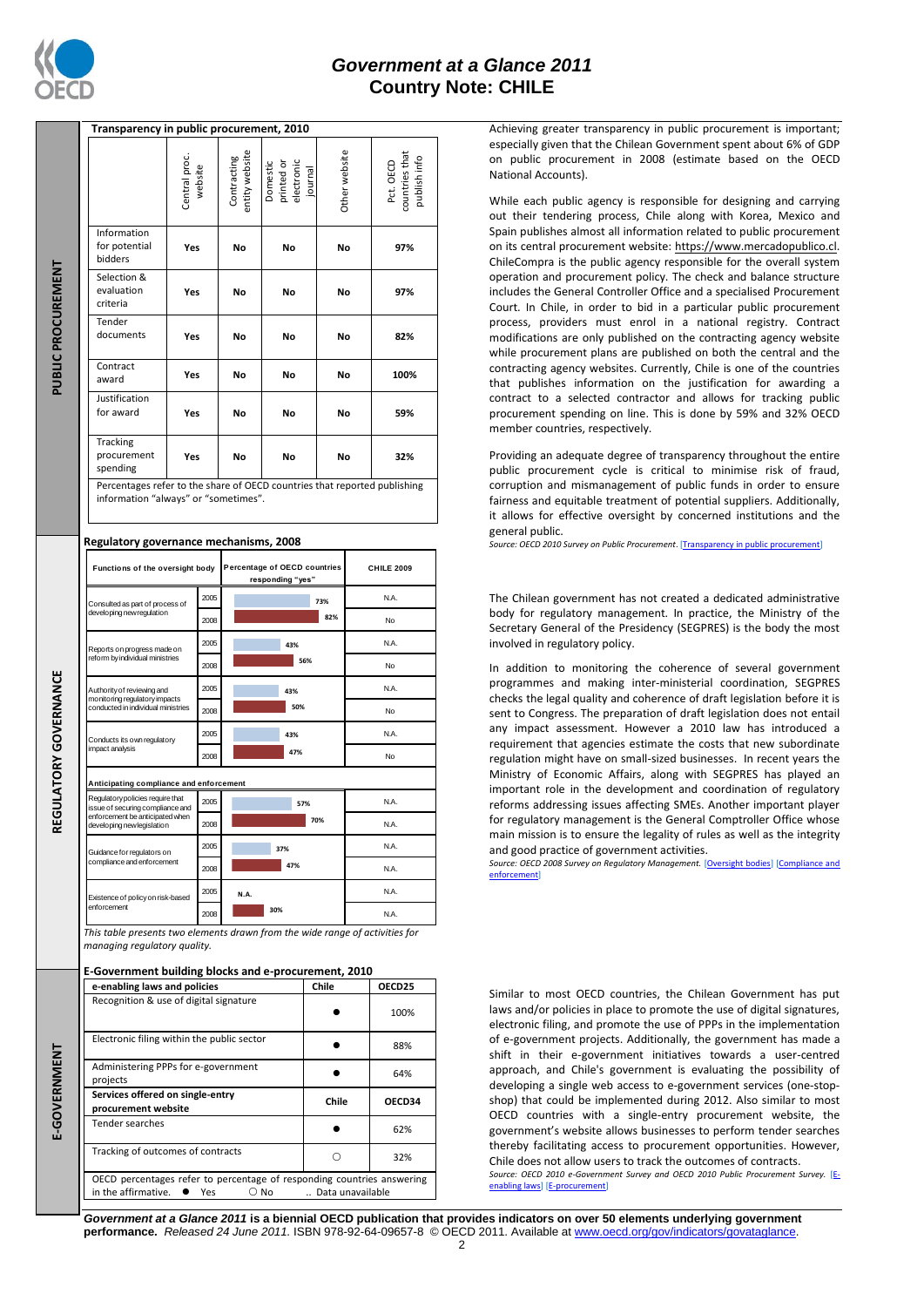## PUBLIC PROCUREMENT

**Transparency in public procurement, 2010**

| | Central proc. website | Contracting entity website | Domestic printed or electronic journal | Other website | Pct. OECD countries that publish info |
|---|---|---|---|---|---|
| Information for potential bidders | **Yes** | **No** | **No** | **No** | **97%** |
| Selection & evaluation criteria | **Yes** | **No** | **No** | **No** | **97%** |
| Tender documents | **Yes** | **No** | **No** | **No** | **82%** |
| Contract award | **Yes** | **No** | **No** | **No** | **100%** |
| Justification for award | **Yes** | **No** | **No** | **No** | **59%** |
| Tracking procurement spending | **Yes** | **No** | **No** | **No** | **32%** |

Percentages refer to the share of OECD countries that reported publishing information "always" or "sometimes".

Achieving greater transparency in public procurement is important; especially given that the Chilean Government spent about 6% of GDP on public procurement in 2008 (estimate based on the OECD National Accounts).

While each public agency is responsible for designing and carrying out their tendering process, Chile along with Korea, Mexico and Spain publishes almost all information related to public procurement on its central procurement website: https://www.mercadopublico.cl. ChileCompra is the public agency responsible for the overall system operation and procurement policy. The check and balance structure includes the General Controller Office and a specialised Procurement Court. In Chile, in order to bid in a particular public procurement process, providers must enrol in a national registry. Contract modifications are only published on the contracting agency website while procurement plans are published on both the central and the contracting agency websites. Currently, Chile is one of the countries that publishes information on the justification for awarding a contract to a selected contractor and allows for tracking public procurement spending on line. This is done by 59% and 32% OECD member countries, respectively.

Providing an adequate degree of transparency throughout the entire public procurement cycle is critical to minimise risk of fraud, corruption and mismanagement of public funds in order to ensure fairness and equitable treatment of potential suppliers. Additionally, it allows for effective oversight by concerned institutions and the general public.

*Source: OECD 2010 Survey on Public Procurement.* [Transparency in public procurement]

## REGULATORY GOVERNANCE

**Regulatory governance mechanisms, 2008**

| Functions of the oversight body | Year | Percentage of OECD countries responding "yes" | CHILE 2009 |
|---|---|---|---|
| Consulted as part of process of developing new regulation | 2005 | 73% | N.A. |
| | 2008 | 82% | No |
| Reports on progress made on reform by individual ministries | 2005 | 43% | N.A. |
| | 2008 | 56% | No |
| Authority of reviewing and monitoring regulatory impacts conducted in individual ministries | 2005 | 43% | N.A. |
| | 2008 | 50% | No |
| Conducts its own regulatory impact analysis | 2005 | 43% | N.A. |
| | 2008 | 47% | No |
| **Anticipating compliance and enforcement** | | | |
| Regulatory policies require that issue of securing compliance and enforcement be anticipated when developing new legislation | 2005 | 57% | N.A. |
| | 2008 | 70% | N.A. |
| Guidance for regulators on compliance and enforcement | 2005 | 37% | N.A. |
| | 2008 | 47% | N.A. |
| Existence of policy on risk-based enforcement | 2005 | N.A. | N.A. |
| | 2008 | 30% | N.A. |

*This table presents two elements drawn from the wide range of activities for managing regulatory quality.*

The Chilean government has not created a dedicated administrative body for regulatory management. In practice, the Ministry of the Secretary General of the Presidency (SEGPRES) is the body the most involved in regulatory policy.

In addition to monitoring the coherence of several government programmes and making inter-ministerial coordination, SEGPRES checks the legal quality and coherence of draft legislation before it is sent to Congress. The preparation of draft legislation does not entail any impact assessment. However a 2010 law has introduced a requirement that agencies estimate the costs that new subordinate regulation might have on small-sized businesses. In recent years the Ministry of Economic Affairs, along with SEGPRES has played an important role in the development and coordination of regulatory reforms addressing issues affecting SMEs. Another important player for regulatory management is the General Comptroller Office whose main mission is to ensure the legality of rules as well as the integrity and good practice of government activities.

*Source: OECD 2008 Survey on Regulatory Management.* [Oversight bodies] [Compliance and enforcement]

## E-GOVERNMENT

**E-Government building blocks and e-procurement, 2010**

| e-enabling laws and policies | Chile | OECD25 |
|---|---|---|
| Recognition & use of digital signature | ● | 100% |
| Electronic filing within the public sector | ● | 88% |
| Administering PPPs for e-government projects | ● | 64% |
| **Services offered on single-entry procurement website** | **Chile** | **OECD34** |
| Tender searches | ● | 62% |
| Tracking of outcomes of contracts | ○ | 32% |

OECD percentages refer to percentage of responding countries answering in the affirmative. ● Yes ○ No .. Data unavailable

Similar to most OECD countries, the Chilean Government has put laws and/or policies in place to promote the use of digital signatures, electronic filing, and promote the use of PPPs in the implementation of e-government projects. Additionally, the government has made a shift in their e-government initiatives towards a user-centred approach, and Chile's government is evaluating the possibility of developing a single web access to e-government services (one-stop-shop) that could be implemented during 2012. Also similar to most OECD countries with a single-entry procurement website, the government's website allows businesses to perform tender searches thereby facilitating access to procurement opportunities. However, Chile does not allow users to track the outcomes of contracts.

*Source: OECD 2010 e-Government Survey and OECD 2010 Public Procurement Survey.* [E-enabling laws] [E-procurement]

***Government at a Glance 2011*** **is a biennial OECD publication that provides indicators on over 50 elements underlying government performance.** *Released 24 June 2011.* ISBN 978-92-64-09657-8 © OECD 2011. Available at www.oecd.org/gov/indicators/govataglance.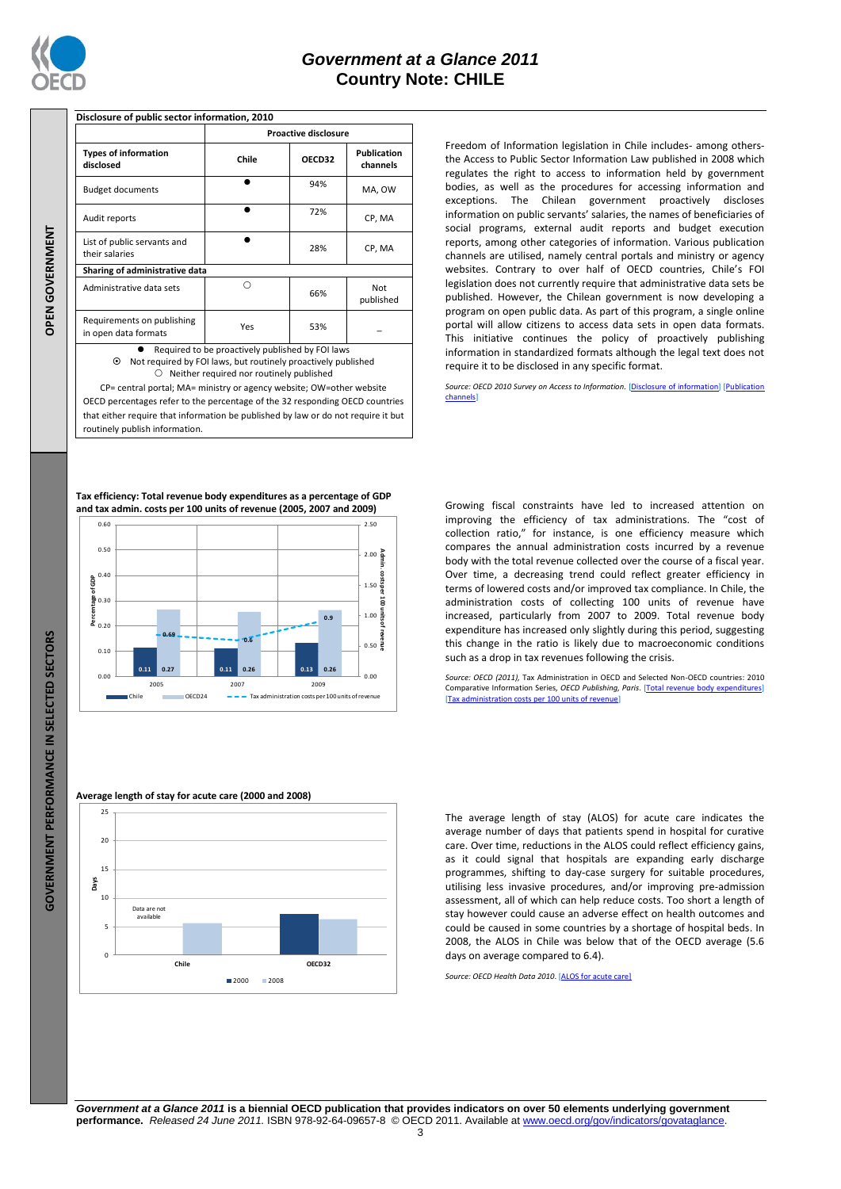## Disclosure of public sector information, 2010

| Types of information disclosed | Proactive disclosure | | |
|---|---|---|---|
| | Chile | OECD32 | Publication channels |
| Budget documents | ● | 94% | MA, OW |
| Audit reports | ● | 72% | CP, MA |
| List of public servants and their salaries | ● | 28% | CP, MA |
| **Sharing of administrative data** | | | |
| Administrative data sets | ○ | 66% | Not published |
| Requirements on publishing in open data formats | Yes | 53% | _ |

● Required to be proactively published by FOI laws
⊙ Not required by FOI laws, but routinely proactively published
○ Neither required nor routinely published

CP= central portal; MA= ministry or agency website; OW=other website

OECD percentages refer to the percentage of the 32 responding OECD countries that either require that information be published by law or do not require it but routinely publish information.

Freedom of Information legislation in Chile includes- among others- the Access to Public Sector Information Law published in 2008 which regulates the right to access to information held by government bodies, as well as the procedures for accessing information and exceptions. The Chilean government proactively discloses information on public servants' salaries, the names of beneficiaries of social programs, external audit reports and budget execution reports, among other categories of information. Various publication channels are utilised, namely central portals and ministry or agency websites. Contrary to over half of OECD countries, Chile's FOI legislation does not currently require that administrative data sets be published. However, the Chilean government is now developing a program on open public data. As part of this program, a single online portal will allow citizens to access data sets in open data formats. This initiative continues the policy of proactively publishing information in standardized formats although the legal text does not require it to be disclosed in any specific format.

*Source: OECD 2010 Survey on Access to Information.* [Disclosure of information] [Publication channels]

## Tax efficiency: Total revenue body expenditures as a percentage of GDP and tax admin. costs per 100 units of revenue (2005, 2007 and 2009)

| Year | Chile (% of GDP) | OECD24 (% of GDP) | Tax administration costs per 100 units of revenue |
|---|---|---|---|
| 2005 | 0.11 | 0.27 | 0.69 |
| 2007 | 0.11 | 0.26 | 0.6 |
| 2009 | 0.13 | 0.26 | 0.9 |

Growing fiscal constraints have led to increased attention on improving the efficiency of tax administrations. The "cost of collection ratio," for instance, is one efficiency measure which compares the annual administration costs incurred by a revenue body with the total revenue collected over the course of a fiscal year. Over time, a decreasing trend could reflect greater efficiency in terms of lowered costs and/or improved tax compliance. In Chile, the administration costs of collecting 100 units of revenue have increased, particularly from 2007 to 2009. Total revenue body expenditure has increased only slightly during this period, suggesting this change in the ratio is likely due to macroeconomic conditions such as a drop in tax revenues following the crisis.

*Source: OECD (2011),* Tax Administration in OECD and Selected Non-OECD countries: 2010 Comparative Information Series, *OECD Publishing, Paris.* [Total revenue body expenditures] [Tax administration costs per 100 units of revenue]

## Average length of stay for acute care (2000 and 2008)

(Days; Chile 2000: Data are not available; Chile 2008 and OECD32 2000 and 2008 shown as bars)

The average length of stay (ALOS) for acute care indicates the average number of days that patients spend in hospital for curative care. Over time, reductions in the ALOS could reflect efficiency gains, as it could signal that hospitals are expanding early discharge programmes, shifting to day-case surgery for suitable procedures, utilising less invasive procedures, and/or improving pre-admission assessment, all of which can help reduce costs. Too short a length of stay however could cause an adverse effect on health outcomes and could be caused in some countries by a shortage of hospital beds. In 2008, the ALOS in Chile was below that of the OECD average (5.6 days on average compared to 6.4).

*Source: OECD Health Data 2010.* [ALOS for acute care]

***Government at a Glance 2011* is a biennial OECD publication that provides indicators on over 50 elements underlying government performance.** *Released 24 June 2011.* ISBN 978-92-64-09657-8 © OECD 2011. Available at www.oecd.org/gov/indicators/govataglance.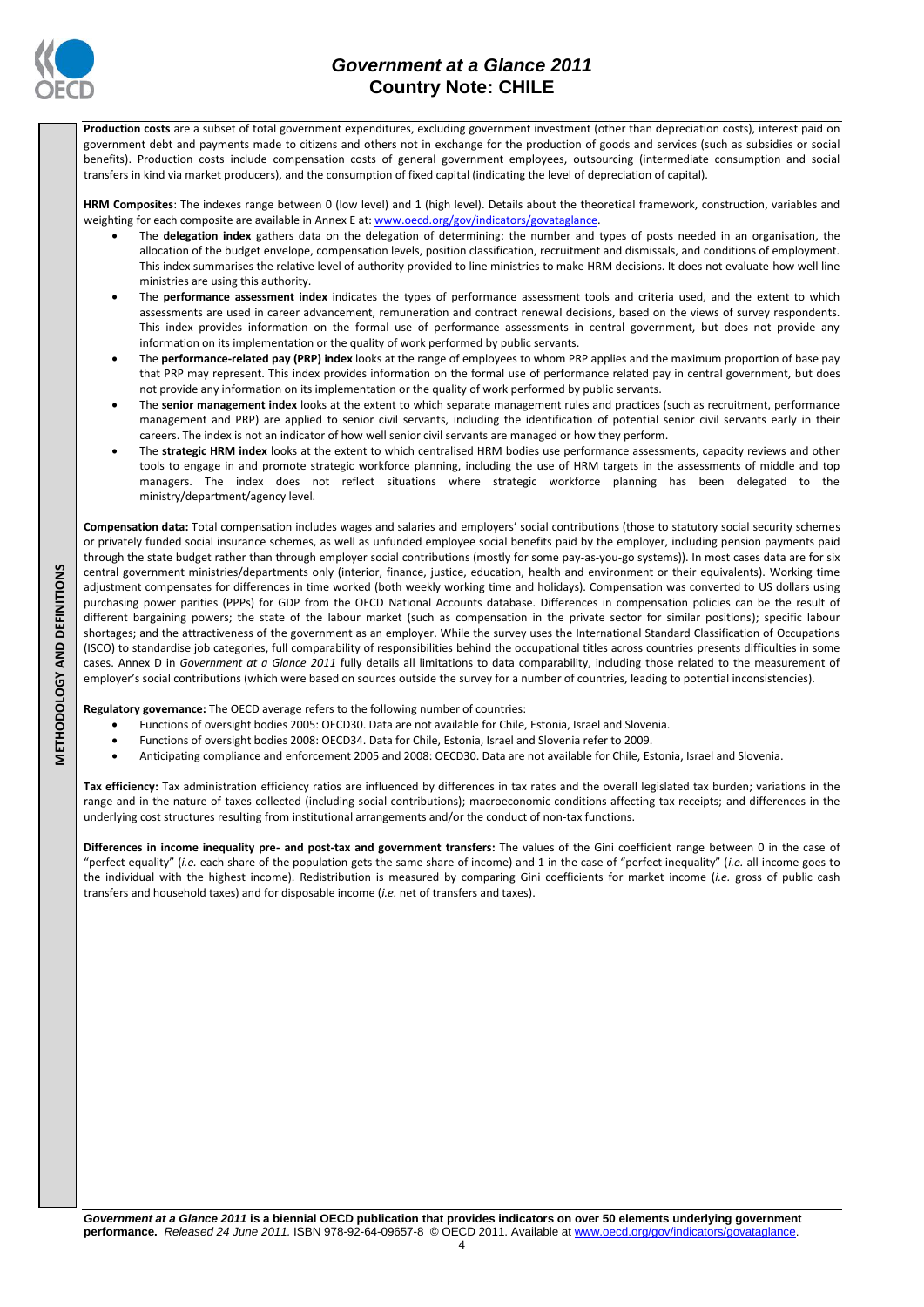**Production costs** are a subset of total government expenditures, excluding government investment (other than depreciation costs), interest paid on government debt and payments made to citizens and others not in exchange for the production of goods and services (such as subsidies or social benefits). Production costs include compensation costs of general government employees, outsourcing (intermediate consumption and social transfers in kind via market producers), and the consumption of fixed capital (indicating the level of depreciation of capital).

**HRM Composites**: The indexes range between 0 (low level) and 1 (high level). Details about the theoretical framework, construction, variables and weighting for each composite are available in Annex E at: www.oecd.org/gov/indicators/govataglance.

- The **delegation index** gathers data on the delegation of determining: the number and types of posts needed in an organisation, the allocation of the budget envelope, compensation levels, position classification, recruitment and dismissals, and conditions of employment. This index summarises the relative level of authority provided to line ministries to make HRM decisions. It does not evaluate how well line ministries are using this authority.
- The **performance assessment index** indicates the types of performance assessment tools and criteria used, and the extent to which assessments are used in career advancement, remuneration and contract renewal decisions, based on the views of survey respondents. This index provides information on the formal use of performance assessments in central government, but does not provide any information on its implementation or the quality of work performed by public servants.
- The **performance-related pay (PRP) index** looks at the range of employees to whom PRP applies and the maximum proportion of base pay that PRP may represent. This index provides information on the formal use of performance related pay in central government, but does not provide any information on its implementation or the quality of work performed by public servants.
- The **senior management index** looks at the extent to which separate management rules and practices (such as recruitment, performance management and PRP) are applied to senior civil servants, including the identification of potential senior civil servants early in their careers. The index is not an indicator of how well senior civil servants are managed or how they perform.
- The **strategic HRM index** looks at the extent to which centralised HRM bodies use performance assessments, capacity reviews and other tools to engage in and promote strategic workforce planning, including the use of HRM targets in the assessments of middle and top managers. The index does not reflect situations where strategic workforce planning has been delegated to the ministry/department/agency level.

**Compensation data:** Total compensation includes wages and salaries and employers' social contributions (those to statutory social security schemes or privately funded social insurance schemes, as well as unfunded employee social benefits paid by the employer, including pension payments paid through the state budget rather than through employer social contributions (mostly for some pay-as-you-go systems)). In most cases data are for six central government ministries/departments only (interior, finance, justice, education, health and environment or their equivalents). Working time adjustment compensates for differences in time worked (both weekly working time and holidays). Compensation was converted to US dollars using purchasing power parities (PPPs) for GDP from the OECD National Accounts database. Differences in compensation policies can be the result of different bargaining powers; the state of the labour market (such as compensation in the private sector for similar positions); specific labour shortages; and the attractiveness of the government as an employer. While the survey uses the International Standard Classification of Occupations (ISCO) to standardise job categories, full comparability of responsibilities behind the occupational titles across countries presents difficulties in some cases. Annex D in *Government at a Glance 2011* fully details all limitations to data comparability, including those related to the measurement of employer's social contributions (which were based on sources outside the survey for a number of countries, leading to potential inconsistencies).

**Regulatory governance:** The OECD average refers to the following number of countries:

- Functions of oversight bodies 2005: OECD30. Data are not available for Chile, Estonia, Israel and Slovenia.
- Functions of oversight bodies 2008: OECD34. Data for Chile, Estonia, Israel and Slovenia refer to 2009.
- Anticipating compliance and enforcement 2005 and 2008: OECD30. Data are not available for Chile, Estonia, Israel and Slovenia.

**Tax efficiency:** Tax administration efficiency ratios are influenced by differences in tax rates and the overall legislated tax burden; variations in the range and in the nature of taxes collected (including social contributions); macroeconomic conditions affecting tax receipts; and differences in the underlying cost structures resulting from institutional arrangements and/or the conduct of non-tax functions.

**Differences in income inequality pre- and post-tax and government transfers:** The values of the Gini coefficient range between 0 in the case of "perfect equality" (*i.e.* each share of the population gets the same share of income) and 1 in the case of "perfect inequality" (*i.e.* all income goes to the individual with the highest income). Redistribution is measured by comparing Gini coefficients for market income (*i.e.* gross of public cash transfers and household taxes) and for disposable income (*i.e.* net of transfers and taxes).